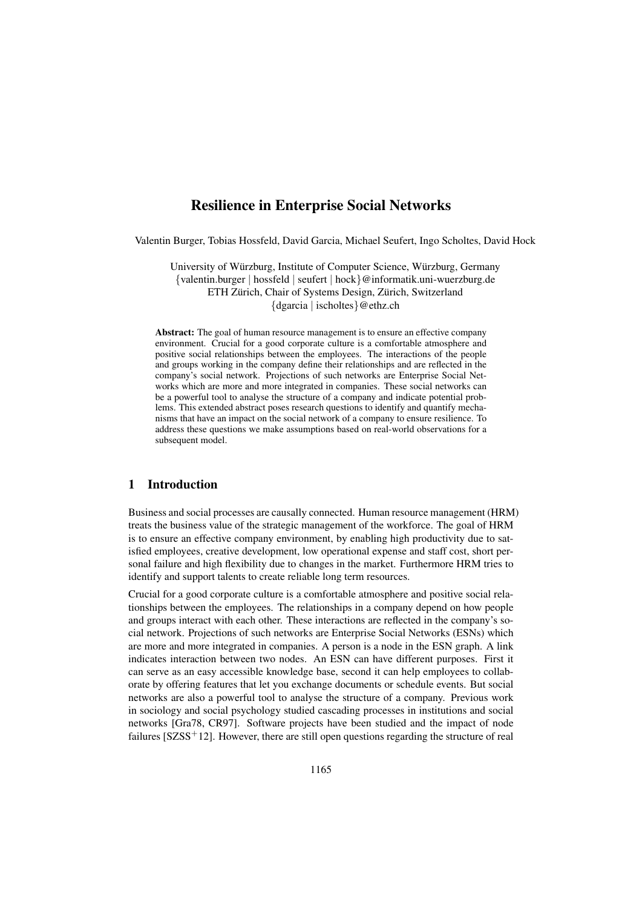# Resilience in Enterprise Social Networks

Valentin Burger, Tobias Hossfeld, David Garcia, Michael Seufert, Ingo Scholtes, David Hock

University of Würzburg, Institute of Computer Science, Würzburg, Germany
{valentin.burger | hossfeld | seufert | hock}@informatik.uni-wuerzburg.de
ETH Zürich, Chair of Systems Design, Zürich, Switzerland
{dgarcia | ischoltes}@ethz.ch

**Abstract:** The goal of human resource management is to ensure an effective company environment. Crucial for a good corporate culture is a comfortable atmosphere and positive social relationships between the employees. The interactions of the people and groups working in the company define their relationships and are reflected in the company's social network. Projections of such networks are Enterprise Social Networks which are more and more integrated in companies. These social networks can be a powerful tool to analyse the structure of a company and indicate potential problems. This extended abstract poses research questions to identify and quantify mechanisms that have an impact on the social network of a company to ensure resilience. To address these questions we make assumptions based on real-world observations for a subsequent model.

## 1 Introduction

Business and social processes are causally connected. Human resource management (HRM) treats the business value of the strategic management of the workforce. The goal of HRM is to ensure an effective company environment, by enabling high productivity due to satisfied employees, creative development, low operational expense and staff cost, short personal failure and high flexibility due to changes in the market. Furthermore HRM tries to identify and support talents to create reliable long term resources.

Crucial for a good corporate culture is a comfortable atmosphere and positive social relationships between the employees. The relationships in a company depend on how people and groups interact with each other. These interactions are reflected in the company's social network. Projections of such networks are Enterprise Social Networks (ESNs) which are more and more integrated in companies. A person is a node in the ESN graph. A link indicates interaction between two nodes. An ESN can have different purposes. First it can serve as an easy accessible knowledge base, second it can help employees to collaborate by offering features that let you exchange documents or schedule events. But social networks are also a powerful tool to analyse the structure of a company. Previous work in sociology and social psychology studied cascading processes in institutions and social networks [Gra78, CR97]. Software projects have been studied and the impact of node failures [SZSS+12]. However, there are still open questions regarding the structure of real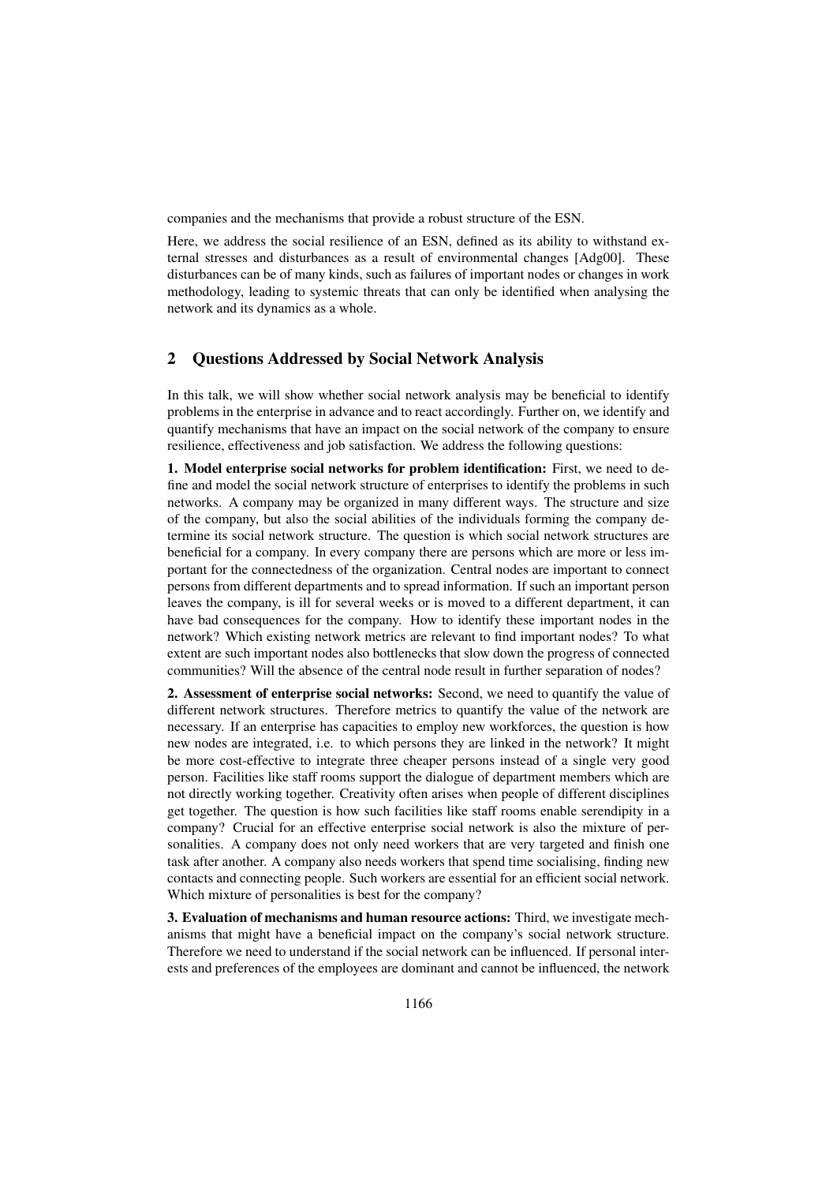companies and the mechanisms that provide a robust structure of the ESN.

Here, we address the social resilience of an ESN, defined as its ability to withstand external stresses and disturbances as a result of environmental changes [Adg00]. These disturbances can be of many kinds, such as failures of important nodes or changes in work methodology, leading to systemic threats that can only be identified when analysing the network and its dynamics as a whole.

## 2 Questions Addressed by Social Network Analysis

In this talk, we will show whether social network analysis may be beneficial to identify problems in the enterprise in advance and to react accordingly. Further on, we identify and quantify mechanisms that have an impact on the social network of the company to ensure resilience, effectiveness and job satisfaction. We address the following questions:

**1. Model enterprise social networks for problem identification:** First, we need to define and model the social network structure of enterprises to identify the problems in such networks. A company may be organized in many different ways. The structure and size of the company, but also the social abilities of the individuals forming the company determine its social network structure. The question is which social network structures are beneficial for a company. In every company there are persons which are more or less important for the connectedness of the organization. Central nodes are important to connect persons from different departments and to spread information. If such an important person leaves the company, is ill for several weeks or is moved to a different department, it can have bad consequences for the company. How to identify these important nodes in the network? Which existing network metrics are relevant to find important nodes? To what extent are such important nodes also bottlenecks that slow down the progress of connected communities? Will the absence of the central node result in further separation of nodes?

**2. Assessment of enterprise social networks:** Second, we need to quantify the value of different network structures. Therefore metrics to quantify the value of the network are necessary. If an enterprise has capacities to employ new workforces, the question is how new nodes are integrated, i.e. to which persons they are linked in the network? It might be more cost-effective to integrate three cheaper persons instead of a single very good person. Facilities like staff rooms support the dialogue of department members which are not directly working together. Creativity often arises when people of different disciplines get together. The question is how such facilities like staff rooms enable serendipity in a company? Crucial for an effective enterprise social network is also the mixture of personalities. A company does not only need workers that are very targeted and finish one task after another. A company also needs workers that spend time socialising, finding new contacts and connecting people. Such workers are essential for an efficient social network. Which mixture of personalities is best for the company?

**3. Evaluation of mechanisms and human resource actions:** Third, we investigate mechanisms that might have a beneficial impact on the company's social network structure. Therefore we need to understand if the social network can be influenced. If personal interests and preferences of the employees are dominant and cannot be influenced, the network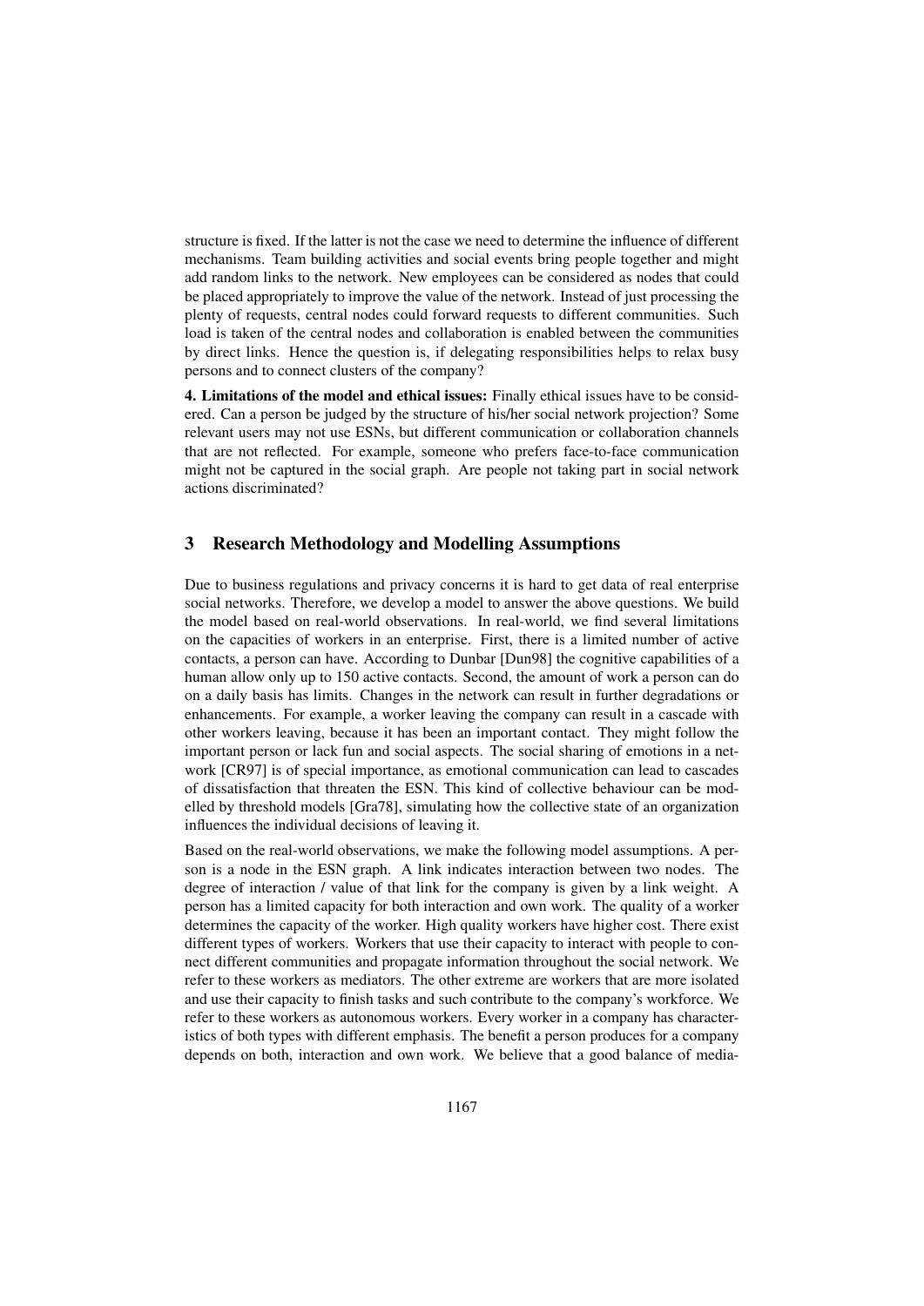structure is fixed. If the latter is not the case we need to determine the influence of different mechanisms. Team building activities and social events bring people together and might add random links to the network. New employees can be considered as nodes that could be placed appropriately to improve the value of the network. Instead of just processing the plenty of requests, central nodes could forward requests to different communities. Such load is taken of the central nodes and collaboration is enabled between the communities by direct links. Hence the question is, if delegating responsibilities helps to relax busy persons and to connect clusters of the company?

**4. Limitations of the model and ethical issues:** Finally ethical issues have to be considered. Can a person be judged by the structure of his/her social network projection? Some relevant users may not use ESNs, but different communication or collaboration channels that are not reflected. For example, someone who prefers face-to-face communication might not be captured in the social graph. Are people not taking part in social network actions discriminated?

## 3 Research Methodology and Modelling Assumptions

Due to business regulations and privacy concerns it is hard to get data of real enterprise social networks. Therefore, we develop a model to answer the above questions. We build the model based on real-world observations. In real-world, we find several limitations on the capacities of workers in an enterprise. First, there is a limited number of active contacts, a person can have. According to Dunbar [Dun98] the cognitive capabilities of a human allow only up to 150 active contacts. Second, the amount of work a person can do on a daily basis has limits. Changes in the network can result in further degradations or enhancements. For example, a worker leaving the company can result in a cascade with other workers leaving, because it has been an important contact. They might follow the important person or lack fun and social aspects. The social sharing of emotions in a network [CR97] is of special importance, as emotional communication can lead to cascades of dissatisfaction that threaten the ESN. This kind of collective behaviour can be modelled by threshold models [Gra78], simulating how the collective state of an organization influences the individual decisions of leaving it.

Based on the real-world observations, we make the following model assumptions. A person is a node in the ESN graph. A link indicates interaction between two nodes. The degree of interaction / value of that link for the company is given by a link weight. A person has a limited capacity for both interaction and own work. The quality of a worker determines the capacity of the worker. High quality workers have higher cost. There exist different types of workers. Workers that use their capacity to interact with people to connect different communities and propagate information throughout the social network. We refer to these workers as mediators. The other extreme are workers that are more isolated and use their capacity to finish tasks and such contribute to the company's workforce. We refer to these workers as autonomous workers. Every worker in a company has characteristics of both types with different emphasis. The benefit a person produces for a company depends on both, interaction and own work. We believe that a good balance of media-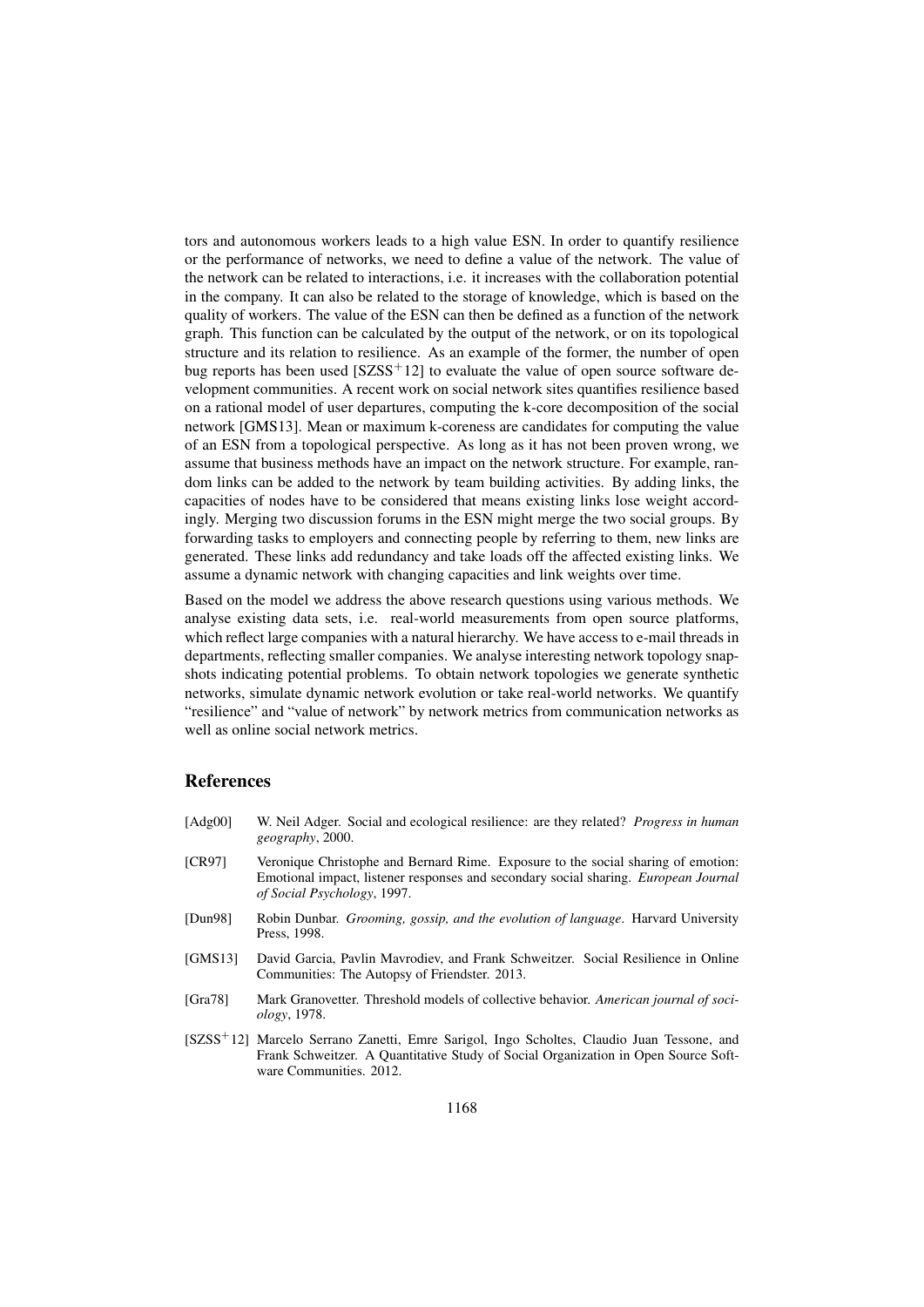tors and autonomous workers leads to a high value ESN. In order to quantify resilience or the performance of networks, we need to define a value of the network. The value of the network can be related to interactions, i.e. it increases with the collaboration potential in the company. It can also be related to the storage of knowledge, which is based on the quality of workers. The value of the ESN can then be defined as a function of the network graph. This function can be calculated by the output of the network, or on its topological structure and its relation to resilience. As an example of the former, the number of open bug reports has been used [SZSS+12] to evaluate the value of open source software development communities. A recent work on social network sites quantifies resilience based on a rational model of user departures, computing the k-core decomposition of the social network [GMS13]. Mean or maximum k-coreness are candidates for computing the value of an ESN from a topological perspective. As long as it has not been proven wrong, we assume that business methods have an impact on the network structure. For example, random links can be added to the network by team building activities. By adding links, the capacities of nodes have to be considered that means existing links lose weight accordingly. Merging two discussion forums in the ESN might merge the two social groups. By forwarding tasks to employers and connecting people by referring to them, new links are generated. These links add redundancy and take loads off the affected existing links. We assume a dynamic network with changing capacities and link weights over time.

Based on the model we address the above research questions using various methods. We analyse existing data sets, i.e. real-world measurements from open source platforms, which reflect large companies with a natural hierarchy. We have access to e-mail threads in departments, reflecting smaller companies. We analyse interesting network topology snapshots indicating potential problems. To obtain network topologies we generate synthetic networks, simulate dynamic network evolution or take real-world networks. We quantify "resilience" and "value of network" by network metrics from communication networks as well as online social network metrics.

## References

[Adg00] W. Neil Adger. Social and ecological resilience: are they related? *Progress in human geography*, 2000.

[CR97] Veronique Christophe and Bernard Rime. Exposure to the social sharing of emotion: Emotional impact, listener responses and secondary social sharing. *European Journal of Social Psychology*, 1997.

[Dun98] Robin Dunbar. *Grooming, gossip, and the evolution of language*. Harvard University Press, 1998.

[GMS13] David Garcia, Pavlin Mavrodiev, and Frank Schweitzer. Social Resilience in Online Communities: The Autopsy of Friendster. 2013.

[Gra78] Mark Granovetter. Threshold models of collective behavior. *American journal of sociology*, 1978.

[SZSS+12] Marcelo Serrano Zanetti, Emre Sarigol, Ingo Scholtes, Claudio Juan Tessone, and Frank Schweitzer. A Quantitative Study of Social Organization in Open Source Software Communities. 2012.